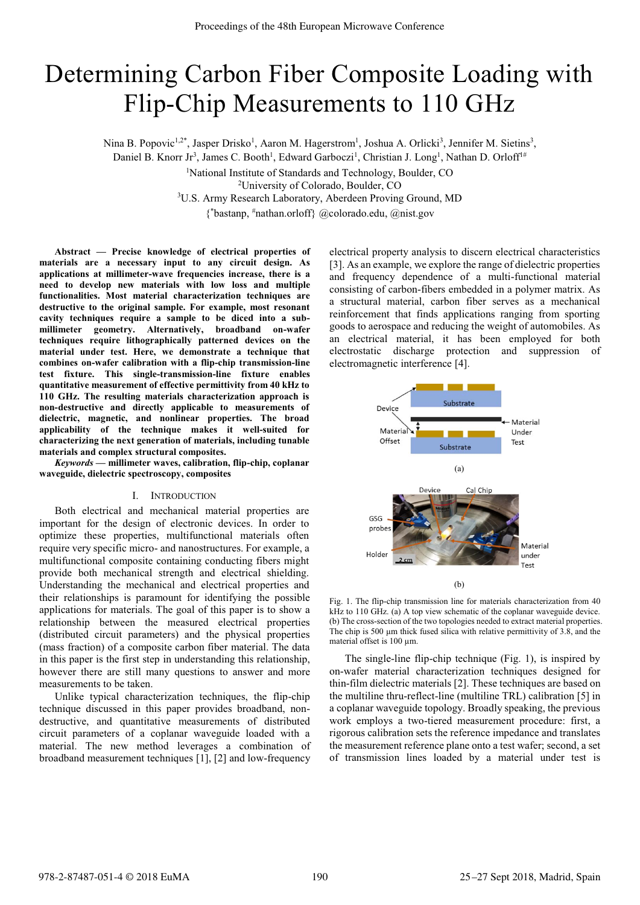# Determining Carbon Fiber Composite Loading with Flip-Chip Measurements to 110 GHz

Nina B. Popovic[1,2*], Jasper Drisko[1], Aaron M. Hagerstrom[1], Joshua A. Orlicki[3], Jennifer M. Sietins[3], Daniel B. Knorr Jr[3], James C. Booth[1], Edward Garboczi[1], Christian J. Long[1], Nathan D. Orloff[1#]

[1]National Institute of Standards and Technology, Boulder, CO
[2]University of Colorado, Boulder, CO
[3]U.S. Army Research Laboratory, Aberdeen Proving Ground, MD
{[*]bastanp, [#]nathan.orloff} @colorado.edu, @nist.gov

***Abstract* — Precise knowledge of electrical properties of materials are a necessary input to any circuit design. As applications at millimeter-wave frequencies increase, there is a need to develop new materials with low loss and multiple functionalities. Most material characterization techniques are destructive to the original sample. For example, most resonant cavity techniques require a sample to be diced into a sub-millimeter geometry. Alternatively, broadband on-wafer techniques require lithographically patterned devices on the material under test. Here, we demonstrate a technique that combines on-wafer calibration with a flip-chip transmission-line test fixture. This single-transmission-line fixture enables quantitative measurement of effective permittivity from 40 kHz to 110 GHz. The resulting materials characterization approach is non-destructive and directly applicable to measurements of dielectric, magnetic, and nonlinear properties. The broad applicability of the technique makes it well-suited for characterizing the next generation of materials, including tunable materials and complex structural composites.**

***Keywords* — millimeter waves, calibration, flip-chip, coplanar waveguide, dielectric spectroscopy, composites**

## I. Introduction

Both electrical and mechanical material properties are important for the design of electronic devices. In order to optimize these properties, multifunctional materials often require very specific micro- and nanostructures. For example, a multifunctional composite containing conducting fibers might provide both mechanical strength and electrical shielding. Understanding the mechanical and electrical properties and their relationships is paramount for identifying the possible applications for this material. The goal of this paper is to show a relationship between the measured electrical properties (distributed circuit parameters) and the physical properties (mass fraction) of a composite carbon fiber material. The data in this paper is the first step in understanding this relationship, however there are still many questions to answer and more measurements to be taken.

Unlike typical characterization techniques, the flip-chip technique discussed in this paper provides broadband, non-destructive, and quantitative measurements of distributed circuit parameters of a coplanar waveguide loaded with a material. The new method leverages a combination of broadband measurement techniques [1], [2] and low-frequency electrical property analysis to discern electrical characteristics [3]. As an example, we explore the range of dielectric properties and frequency dependence of a multi-functional material consisting of carbon-fibers embedded in a polymer matrix. As a structural material, carbon fiber serves as a mechanical reinforcement that finds applications ranging from sporting goods to aerospace and reducing the weight of automobiles. As an electrical material, it has been employed for both electrostatic discharge protection and suppression of electromagnetic interference [4].

Fig. 1. The flip-chip transmission line for materials characterization from 40 kHz to 110 GHz. (a) A top view schematic of the coplanar waveguide device. (b) The cross-section of the two topologies needed to extract material properties. The chip is 500 µm thick fused silica with relative permittivity of 3.8, and the material offset is 100 µm.

The single-line flip-chip technique (Fig. 1), is inspired by on-wafer material characterization techniques designed for thin-film dielectric materials [2]. These techniques are based on the multiline thru-reflect-line (multiline TRL) calibration [5] in a coplanar waveguide topology. Broadly speaking, the previous work employs a two-tiered measurement procedure: first, a rigorous calibration sets the reference impedance and translates the measurement reference plane onto a test wafer; second, a set of transmission lines loaded by a material under test is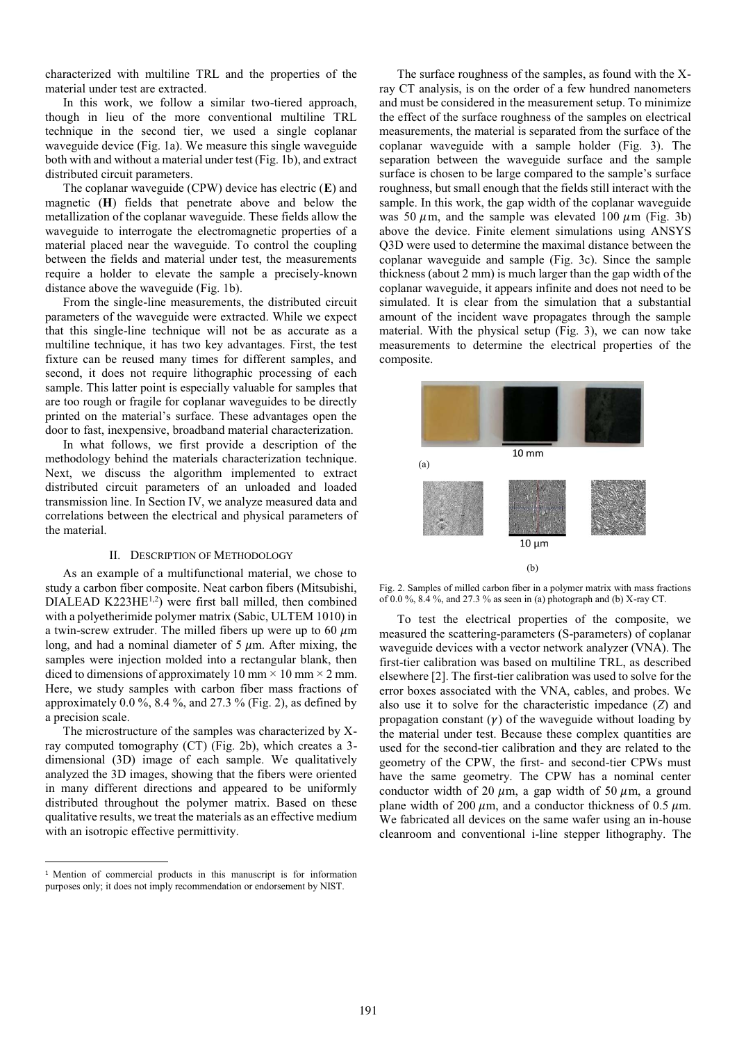characterized with multiline TRL and the properties of the material under test are extracted.

In this work, we follow a similar two-tiered approach, though in lieu of the more conventional multiline TRL technique in the second tier, we used a single coplanar waveguide device (Fig. 1a). We measure this single waveguide both with and without a material under test (Fig. 1b), and extract distributed circuit parameters.

The coplanar waveguide (CPW) device has electric (**E**) and magnetic (**H**) fields that penetrate above and below the metallization of the coplanar waveguide. These fields allow the waveguide to interrogate the electromagnetic properties of a material placed near the waveguide. To control the coupling between the fields and material under test, the measurements require a holder to elevate the sample a precisely-known distance above the waveguide (Fig. 1b).

From the single-line measurements, the distributed circuit parameters of the waveguide were extracted. While we expect that this single-line technique will not be as accurate as a multiline technique, it has two key advantages. First, the test fixture can be reused many times for different samples, and second, it does not require lithographic processing of each sample. This latter point is especially valuable for samples that are too rough or fragile for coplanar waveguides to be directly printed on the material's surface. These advantages open the door to fast, inexpensive, broadband material characterization.

In what follows, we first provide a description of the methodology behind the materials characterization technique. Next, we discuss the algorithm implemented to extract distributed circuit parameters of an unloaded and loaded transmission line. In Section IV, we analyze measured data and correlations between the electrical and physical parameters of the material.

## II. Description of Methodology

As an example of a multifunctional material, we chose to study a carbon fiber composite. Neat carbon fibers (Mitsubishi, DIALEAD K223HE[1,2]) were first ball milled, then combined with a polyetherimide polymer matrix (Sabic, ULTEM 1010) in a twin-screw extruder. The milled fibers up were up to 60 $\mu$m long, and had a nominal diameter of 5 $\mu$m. After mixing, the samples were injection molded into a rectangular blank, then diced to dimensions of approximately 10 mm × 10 mm × 2 mm. Here, we study samples with carbon fiber mass fractions of approximately 0.0 %, 8.4 %, and 27.3 % (Fig. 2), as defined by a precision scale.

The microstructure of the samples was characterized by X-ray computed tomography (CT) (Fig. 2b), which creates a 3-dimensional (3D) image of each sample. We qualitatively analyzed the 3D images, showing that the fibers were oriented in many different directions and appeared to be uniformly distributed throughout the polymer matrix. Based on these qualitative results, we treat the materials as an effective medium with an isotropic effective permittivity.

[1] Mention of commercial products in this manuscript is for information purposes only; it does not imply recommendation or endorsement by NIST.

The surface roughness of the samples, as found with the X-ray CT analysis, is on the order of a few hundred nanometers and must be considered in the measurement setup. To minimize the effect of the surface roughness of the samples on electrical measurements, the material is separated from the surface of the coplanar waveguide with a sample holder (Fig. 3). The separation between the waveguide surface and the sample surface is chosen to be large compared to the sample's surface roughness, but small enough that the fields still interact with the sample. In this work, the gap width of the coplanar waveguide was 50 $\mu$m, and the sample was elevated 100 $\mu$m (Fig. 3b) above the device. Finite element simulations using ANSYS Q3D were used to determine the maximal distance between the coplanar waveguide and sample (Fig. 3c). Since the sample thickness (about 2 mm) is much larger than the gap width of the coplanar waveguide, it appears infinite and does not need to be simulated. It is clear from the simulation that a substantial amount of the incident wave propagates through the sample material. With the physical setup (Fig. 3), we can now take measurements to determine the electrical properties of the composite.

(a) 10 mm

(b) 10 µm

Fig. 2. Samples of milled carbon fiber in a polymer matrix with mass fractions of 0.0 %, 8.4 %, and 27.3 % as seen in (a) photograph and (b) X-ray CT.

To test the electrical properties of the composite, we measured the scattering-parameters (S-parameters) of coplanar waveguide devices with a vector network analyzer (VNA). The first-tier calibration was based on multiline TRL, as described elsewhere [2]. The first-tier calibration was used to solve for the error boxes associated with the VNA, cables, and probes. We also use it to solve for the characteristic impedance ($Z$) and propagation constant ($\gamma$) of the waveguide without loading by the material under test. Because these complex quantities are used for the second-tier calibration and they are related to the geometry of the CPW, the first- and second-tier CPWs must have the same geometry. The CPW has a nominal center conductor width of 20 $\mu$m, a gap width of 50 $\mu$m, a ground plane width of 200 $\mu$m, and a conductor thickness of 0.5 $\mu$m. We fabricated all devices on the same wafer using an in-house cleanroom and conventional i-line stepper lithography. The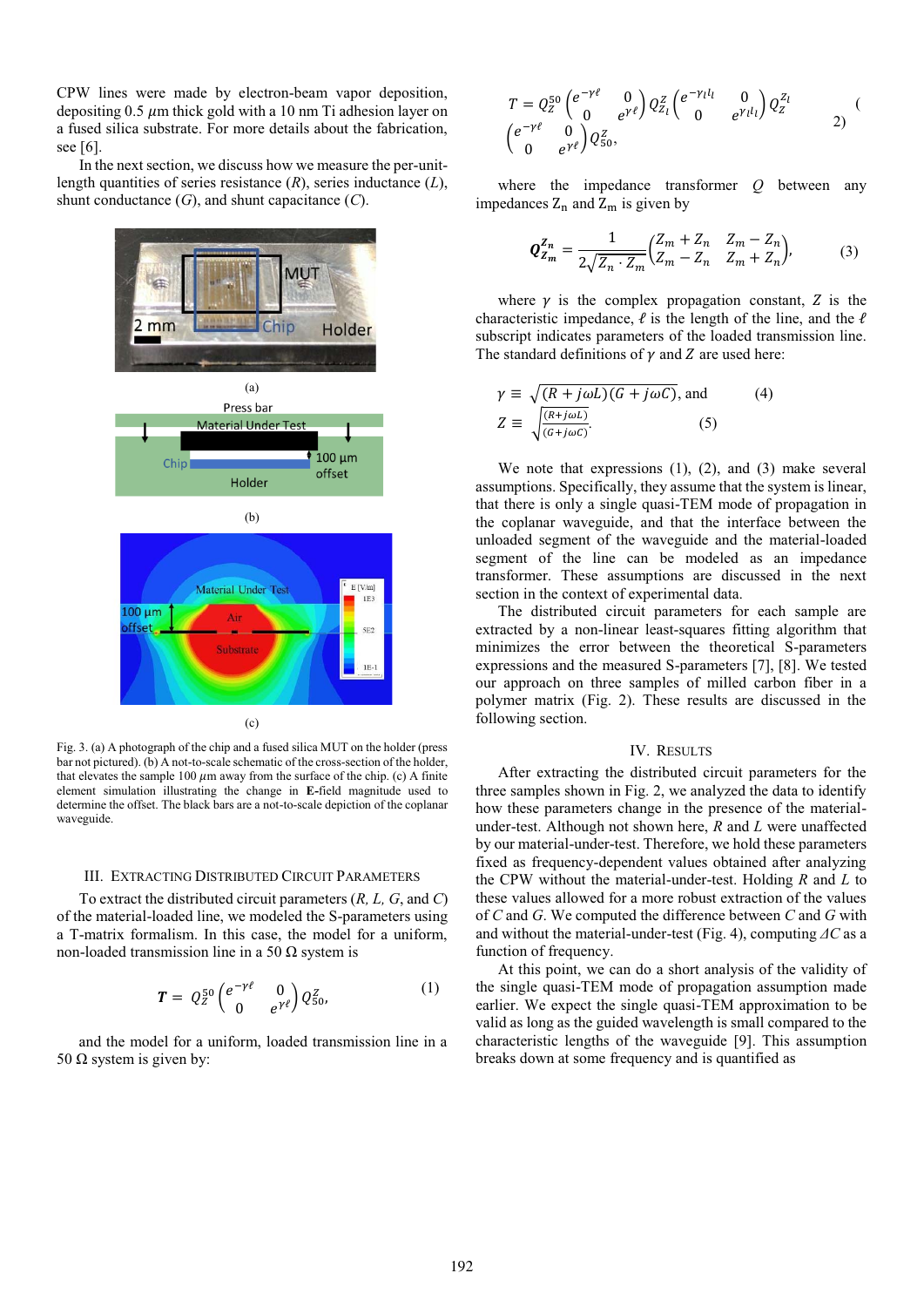CPW lines were made by electron-beam vapor deposition, depositing 0.5 $\mu$m thick gold with a 10 nm Ti adhesion layer on a fused silica substrate. For more details about the fabrication, see [6].

In the next section, we discuss how we measure the per-unit-length quantities of series resistance ($R$), series inductance ($L$), shunt conductance ($G$), and shunt capacitance ($C$).

Fig. 3. (a) A photograph of the chip and a fused silica MUT on the holder (press bar not pictured). (b) A not-to-scale schematic of the cross-section of the holder, that elevates the sample 100 $\mu$m away from the surface of the chip. (c) A finite element simulation illustrating the change in **E**-field magnitude used to determine the offset. The black bars are a not-to-scale depiction of the coplanar waveguide.

## III. Extracting Distributed Circuit Parameters

To extract the distributed circuit parameters ($R$, $L$, $G$, and $C$) of the material-loaded line, we modeled the S-parameters using a T-matrix formalism. In this case, the model for a uniform, non-loaded transmission line in a 50 Ω system is

$$\boldsymbol{T} = Q_Z^{50}\begin{pmatrix} e^{-\gamma\ell} & 0 \\ 0 & e^{\gamma\ell} \end{pmatrix} Q_{50}^{Z}, \tag{1}$$

and the model for a uniform, loaded transmission line in a 50 Ω system is given by:

$$T = Q_Z^{50}\begin{pmatrix} e^{-\gamma\ell} & 0 \\ 0 & e^{\gamma\ell} \end{pmatrix} Q_{Z_l}^{Z}\begin{pmatrix} e^{-\gamma_l l_l} & 0 \\ 0 & e^{\gamma_l l_l} \end{pmatrix} Q_Z^{Z_l} \begin{pmatrix} e^{-\gamma\ell} & 0 \\ 0 & e^{\gamma\ell} \end{pmatrix} Q_{50}^{Z}, \tag{2}$$

where the impedance transformer $Q$ between any impedances $Z_n$ and $Z_m$ is given by

$$\boldsymbol{Q}_{Z_m}^{Z_n} = \frac{1}{2\sqrt{Z_n \cdot Z_m}}\begin{pmatrix} Z_m + Z_n & Z_m - Z_n \\ Z_m - Z_n & Z_m + Z_n \end{pmatrix}, \tag{3}$$

where $\gamma$ is the complex propagation constant, $Z$ is the characteristic impedance, $\ell$ is the length of the line, and the $\ell$ subscript indicates parameters of the loaded transmission line. The standard definitions of $\gamma$ and $Z$ are used here:

$$\gamma \equiv \sqrt{(R + j\omega L)(G + j\omega C)}, \text{ and} \tag{4}$$

$$Z \equiv \sqrt{\frac{(R+j\omega L)}{(G+j\omega C)}}. \tag{5}$$

We note that expressions (1), (2), and (3) make several assumptions. Specifically, they assume that the system is linear, that there is only a single quasi-TEM mode of propagation in the coplanar waveguide, and that the interface between the unloaded segment of the waveguide and the material-loaded segment of the line can be modeled as an impedance transformer. These assumptions are discussed in the next section in the context of experimental data.

The distributed circuit parameters for each sample are extracted by a non-linear least-squares fitting algorithm that minimizes the error between the theoretical S-parameters expressions and the measured S-parameters [7], [8]. We tested our approach on three samples of milled carbon fiber in a polymer matrix (Fig. 2). These results are discussed in the following section.

## IV. Results

After extracting the distributed circuit parameters for the three samples shown in Fig. 2, we analyzed the data to identify how these parameters change in the presence of the material-under-test. Although not shown here, $R$ and $L$ were unaffected by our material-under-test. Therefore, we hold these parameters fixed as frequency-dependent values obtained after analyzing the CPW without the material-under-test. Holding $R$ and $L$ to these values allowed for a more robust extraction of the values of $C$ and $G$. We computed the difference between $C$ and $G$ with and without the material-under-test (Fig. 4), computing $\Delta C$ as a function of frequency.

At this point, we can do a short analysis of the validity of the single quasi-TEM mode of propagation assumption made earlier. We expect the single quasi-TEM approximation to be valid as long as the guided wavelength is small compared to the characteristic lengths of the waveguide [9]. This assumption breaks down at some frequency and is quantified as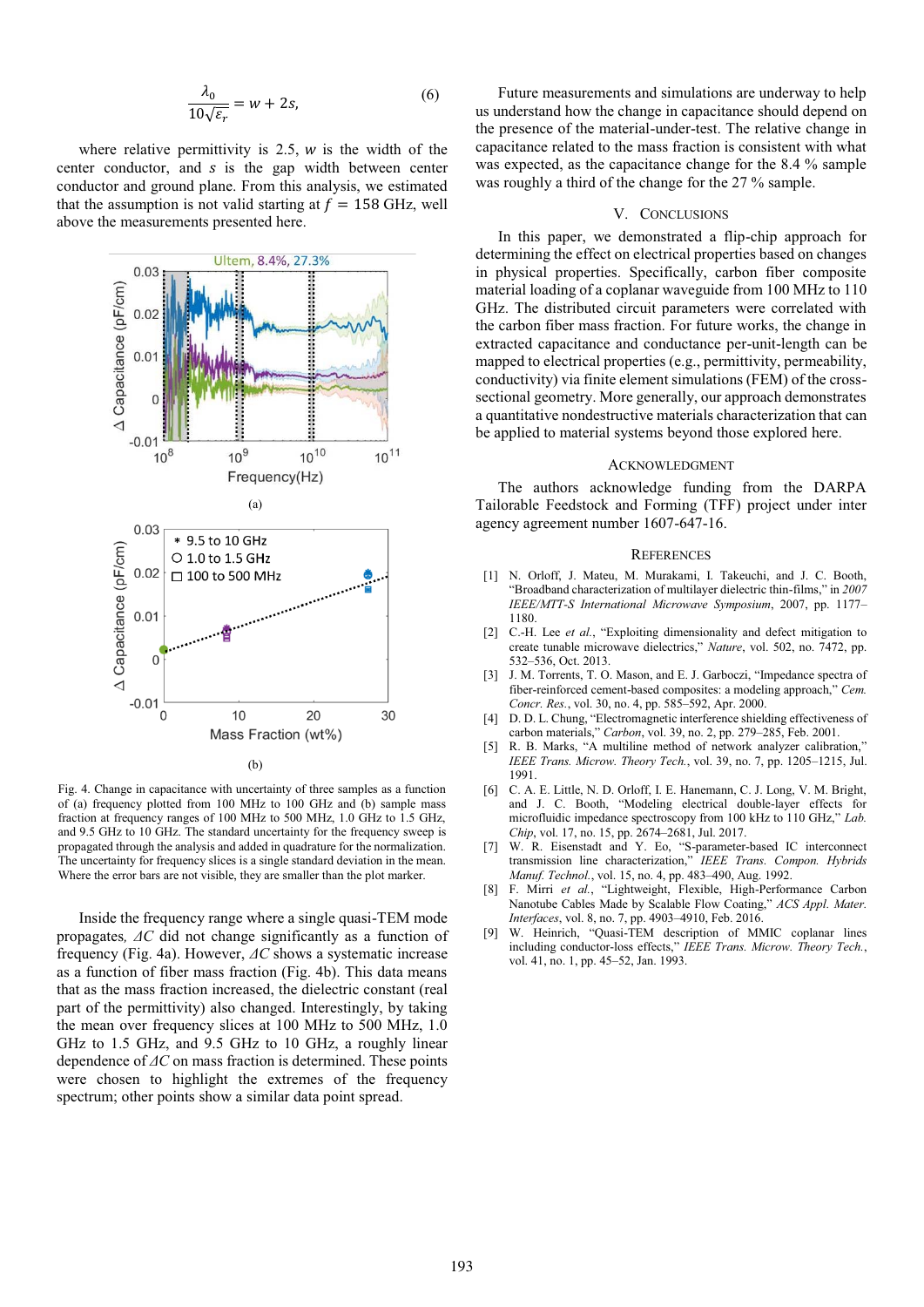$$\frac{\lambda_0}{10\sqrt{\varepsilon_r}} = w + 2s, \qquad (6)$$

where relative permittivity is 2.5, $w$ is the width of the center conductor, and $s$ is the gap width between center conductor and ground plane. From this analysis, we estimated that the assumption is not valid starting at $f = 158$ GHz, well above the measurements presented here.

Ultem, 8.4%, 27.3%

0.03
0.02
0.01
0
-0.01

Δ Capacitance (pF/cm)

$10^8$ $10^9$ $10^{10}$ $10^{11}$

Frequency(Hz)

(a)

0.03
0.02
0.01
0
-0.01

Δ Capacitance (pF/cm)

∗ 9.5 to 10 GHz
○ 1.0 to 1.5 GHz
□ 100 to 500 MHz

0 10 20 30

Mass Fraction (wt%)

(b)

Fig. 4. Change in capacitance with uncertainty of three samples as a function of (a) frequency plotted from 100 MHz to 100 GHz and (b) sample mass fraction at frequency ranges of 100 MHz to 500 MHz, 1.0 GHz to 1.5 GHz, and 9.5 GHz to 10 GHz. The standard uncertainty for the frequency sweep is propagated through the analysis and added in quadrature for the normalization. The uncertainty for frequency slices is a single standard deviation in the mean. Where the error bars are not visible, they are smaller than the plot marker.

Inside the frequency range where a single quasi-TEM mode propagates, $\Delta C$ did not change significantly as a function of frequency (Fig. 4a). However, $\Delta C$ shows a systematic increase as a function of fiber mass fraction (Fig. 4b). This data means that as the mass fraction increased, the dielectric constant (real part of the permittivity) also changed. Interestingly, by taking the mean over frequency slices at 100 MHz to 500 MHz, 1.0 GHz to 1.5 GHz, and 9.5 GHz to 10 GHz, a roughly linear dependence of $\Delta C$ on mass fraction is determined. These points were chosen to highlight the extremes of the frequency spectrum; other points show a similar data point spread.

Future measurements and simulations are underway to help us understand how the change in capacitance should depend on the presence of the material-under-test. The relative change in capacitance related to the mass fraction is consistent with what was expected, as the capacitance change for the 8.4 % sample was roughly a third of the change for the 27 % sample.

## V. Conclusions

In this paper, we demonstrated a flip-chip approach for determining the effect on electrical properties based on changes in physical properties. Specifically, carbon fiber composite material loading of a coplanar waveguide from 100 MHz to 110 GHz. The distributed circuit parameters were correlated with the carbon fiber mass fraction. For future works, the change in extracted capacitance and conductance per-unit-length can be mapped to electrical properties (e.g., permittivity, permeability, conductivity) via finite element simulations (FEM) of the cross-sectional geometry. More generally, our approach demonstrates a quantitative nondestructive materials characterization that can be applied to material systems beyond those explored here.

## Acknowledgment

The authors acknowledge funding from the DARPA Tailorable Feedstock and Forming (TFF) project under inter agency agreement number 1607-647-16.

## References

[1] N. Orloff, J. Mateu, M. Murakami, I. Takeuchi, and J. C. Booth, "Broadband characterization of multilayer dielectric thin-films," in *2007 IEEE/MTT-S International Microwave Symposium*, 2007, pp. 1177–1180.

[2] C.-H. Lee *et al.*, "Exploiting dimensionality and defect mitigation to create tunable microwave dielectrics," *Nature*, vol. 502, no. 7472, pp. 532–536, Oct. 2013.

[3] J. M. Torrents, T. O. Mason, and E. J. Garboczi, "Impedance spectra of fiber-reinforced cement-based composites: a modeling approach," *Cem. Concr. Res.*, vol. 30, no. 4, pp. 585–592, Apr. 2000.

[4] D. D. L. Chung, "Electromagnetic interference shielding effectiveness of carbon materials," *Carbon*, vol. 39, no. 2, pp. 279–285, Feb. 2001.

[5] R. B. Marks, "A multiline method of network analyzer calibration," *IEEE Trans. Microw. Theory Tech.*, vol. 39, no. 7, pp. 1205–1215, Jul. 1991.

[6] C. A. E. Little, N. D. Orloff, I. E. Hanemann, C. J. Long, V. M. Bright, and J. C. Booth, "Modeling electrical double-layer effects for microfluidic impedance spectroscopy from 100 kHz to 110 GHz," *Lab. Chip*, vol. 17, no. 15, pp. 2674–2681, Jul. 2017.

[7] W. R. Eisenstadt and Y. Eo, "S-parameter-based IC interconnect transmission line characterization," *IEEE Trans. Compon. Hybrids Manuf. Technol.*, vol. 15, no. 4, pp. 483–490, Aug. 1992.

[8] F. Mirri *et al.*, "Lightweight, Flexible, High-Performance Carbon Nanotube Cables Made by Scalable Flow Coating," *ACS Appl. Mater. Interfaces*, vol. 8, no. 7, pp. 4903–4910, Feb. 2016.

[9] W. Heinrich, "Quasi-TEM description of MMIC coplanar lines including conductor-loss effects," *IEEE Trans. Microw. Theory Tech.*, vol. 41, no. 1, pp. 45–52, Jan. 1993.